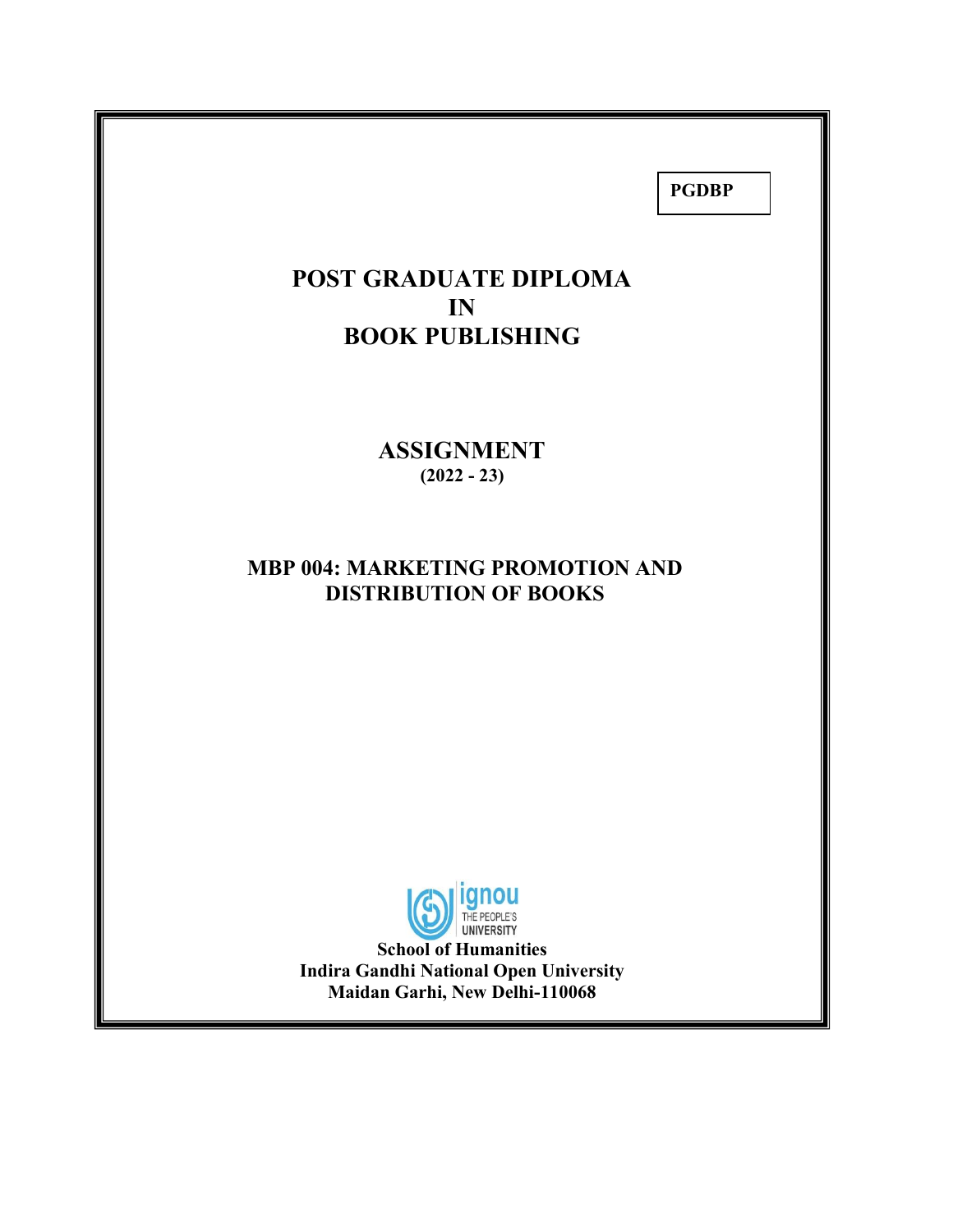**PGDBP**

# POST GRADUATE DIPLOMA IN BOOK PUBLISHING

## ASSIGNMENT

**(2022 - 23)**

## MBP 004: MARKETING PROMOTION AND DISTRIBUTION OF BOOKS

ignou
THE PEOPLE'S UNIVERSITY

**School of Humanities**
**Indira Gandhi National Open University**
**Maidan Garhi, New Delhi-110068**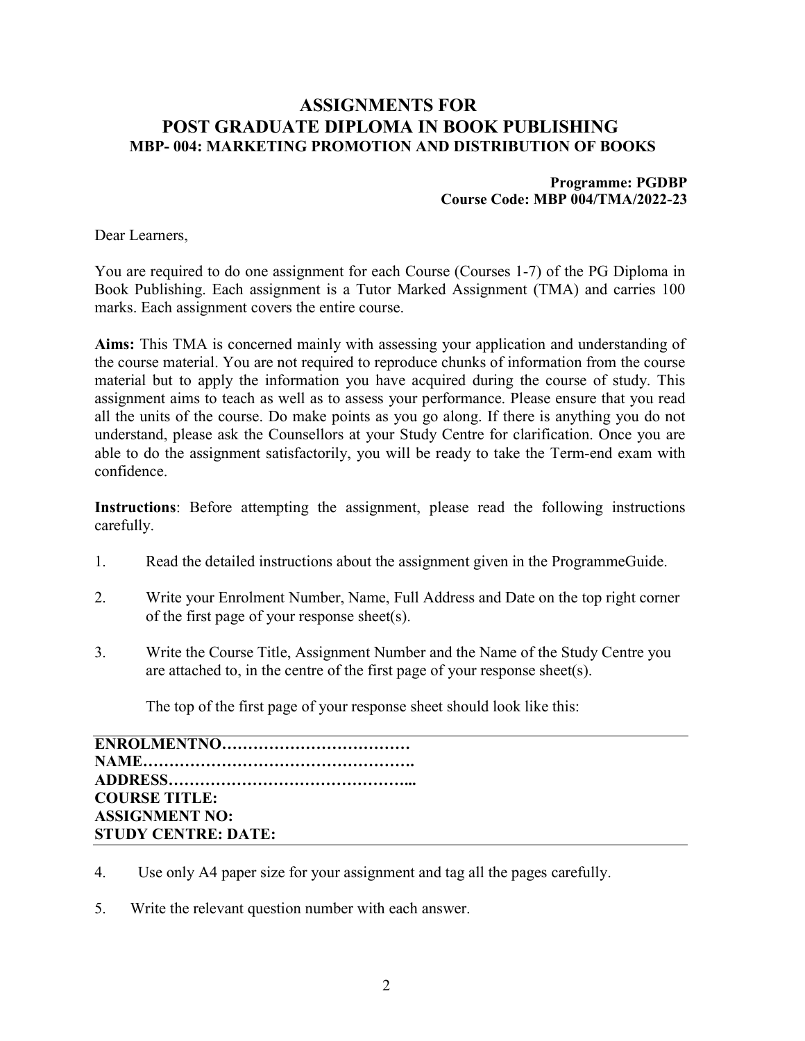# ASSIGNMENTS FOR POST GRADUATE DIPLOMA IN BOOK PUBLISHING

## MBP- 004: MARKETING PROMOTION AND DISTRIBUTION OF BOOKS

**Programme: PGDBP**
**Course Code: MBP 004/TMA/2022-23**

Dear Learners,

You are required to do one assignment for each Course (Courses 1-7) of the PG Diploma in Book Publishing. Each assignment is a Tutor Marked Assignment (TMA) and carries 100 marks. Each assignment covers the entire course.

**Aims:** This TMA is concerned mainly with assessing your application and understanding of the course material. You are not required to reproduce chunks of information from the course material but to apply the information you have acquired during the course of study. This assignment aims to teach as well as to assess your performance. Please ensure that you read all the units of the course. Do make points as you go along. If there is anything you do not understand, please ask the Counsellors at your Study Centre for clarification. Once you are able to do the assignment satisfactorily, you will be ready to take the Term-end exam with confidence.

**Instructions**: Before attempting the assignment, please read the following instructions carefully.

1. Read the detailed instructions about the assignment given in the ProgrammeGuide.
2. Write your Enrolment Number, Name, Full Address and Date on the top right corner of the first page of your response sheet(s).
3. Write the Course Title, Assignment Number and the Name of the Study Centre you are attached to, in the centre of the first page of your response sheet(s).

   The top of the first page of your response sheet should look like this:

**ENROLMENTNO………………………………**
**NAME…………………………………………….**
**ADDRESS………………………………………..**
**COURSE TITLE:**
**ASSIGNMENT NO:**
**STUDY CENTRE: DATE:**

4. Use only A4 paper size for your assignment and tag all the pages carefully.
5. Write the relevant question number with each answer.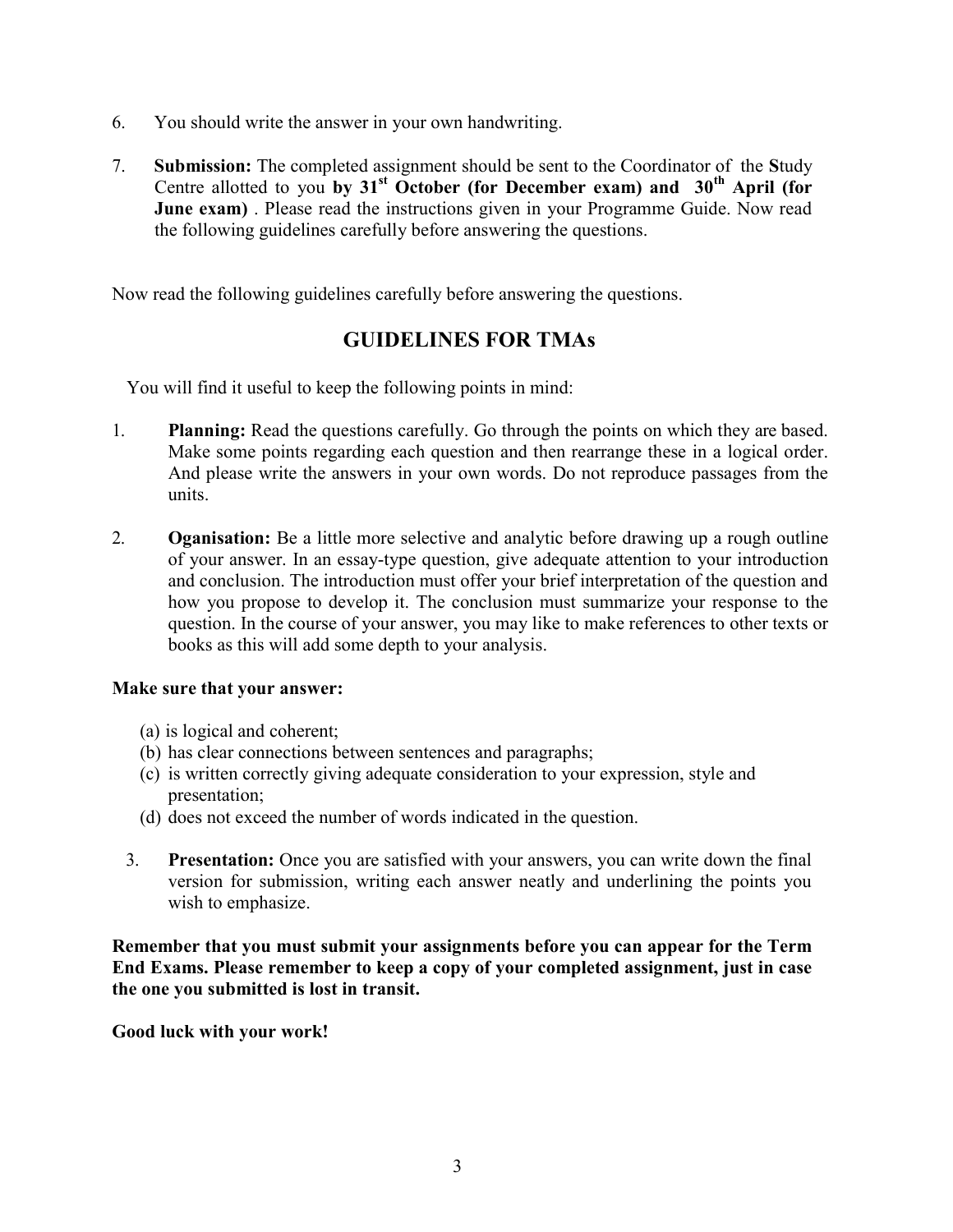6. You should write the answer in your own handwriting.

7. **Submission:** The completed assignment should be sent to the Coordinator of the **S**tudy Centre allotted to you **by 31st October (for December exam) and 30th April (for June exam)** . Please read the instructions given in your Programme Guide. Now read the following guidelines carefully before answering the questions.

Now read the following guidelines carefully before answering the questions.

## GUIDELINES FOR TMAs

You will find it useful to keep the following points in mind:

1. **Planning:** Read the questions carefully. Go through the points on which they are based. Make some points regarding each question and then rearrange these in a logical order. And please write the answers in your own words. Do not reproduce passages from the units.

2. **Oganisation:** Be a little more selective and analytic before drawing up a rough outline of your answer. In an essay-type question, give adequate attention to your introduction and conclusion. The introduction must offer your brief interpretation of the question and how you propose to develop it. The conclusion must summarize your response to the question. In the course of your answer, you may like to make references to other texts or books as this will add some depth to your analysis.

**Make sure that your answer:**

(a) is logical and coherent;
(b) has clear connections between sentences and paragraphs;
(c) is written correctly giving adequate consideration to your expression, style and presentation;
(d) does not exceed the number of words indicated in the question.

3. **Presentation:** Once you are satisfied with your answers, you can write down the final version for submission, writing each answer neatly and underlining the points you wish to emphasize.

**Remember that you must submit your assignments before you can appear for the Term End Exams. Please remember to keep a copy of your completed assignment, just in case the one you submitted is lost in transit.**

**Good luck with your work!**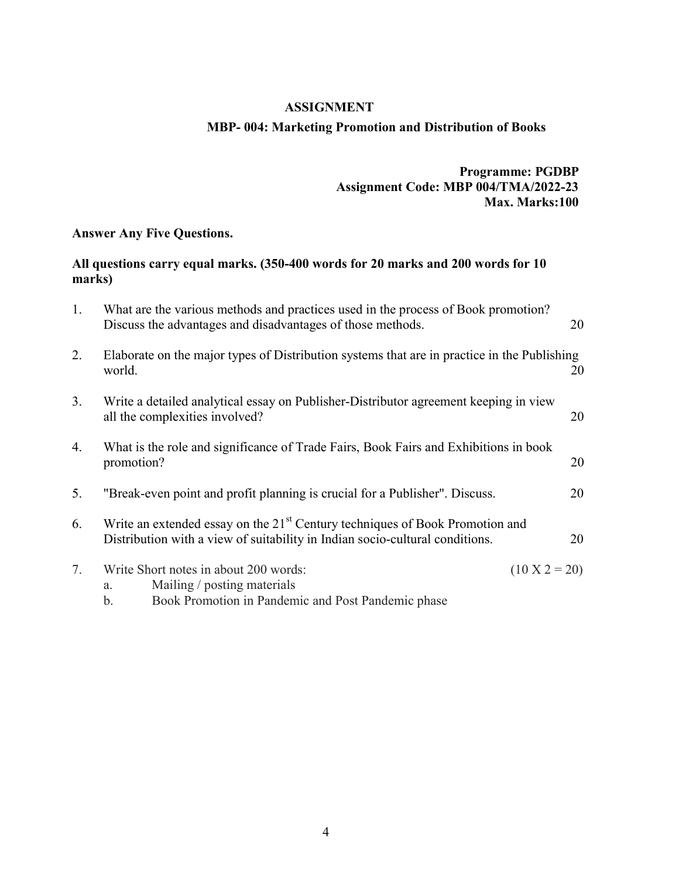# ASSIGNMENT

## MBP- 004: Marketing Promotion and Distribution of Books

**Programme: PGDBP**
**Assignment Code: MBP 004/TMA/2022-23**
**Max. Marks:100**

**Answer Any Five Questions.**

**All questions carry equal marks. (350-400 words for 20 marks and 200 words for 10 marks)**

1. What are the various methods and practices used in the process of Book promotion? Discuss the advantages and disadvantages of those methods. 20

2. Elaborate on the major types of Distribution systems that are in practice in the Publishing world. 20

3. Write a detailed analytical essay on Publisher-Distributor agreement keeping in view all the complexities involved? 20

4. What is the role and significance of Trade Fairs, Book Fairs and Exhibitions in book promotion? 20

5. "Break-even point and profit planning is crucial for a Publisher". Discuss. 20

6. Write an extended essay on the 21st Century techniques of Book Promotion and Distribution with a view of suitability in Indian socio-cultural conditions. 20

7. Write Short notes in about 200 words: (10 X 2 = 20)
   a. Mailing / posting materials
   b. Book Promotion in Pandemic and Post Pandemic phase